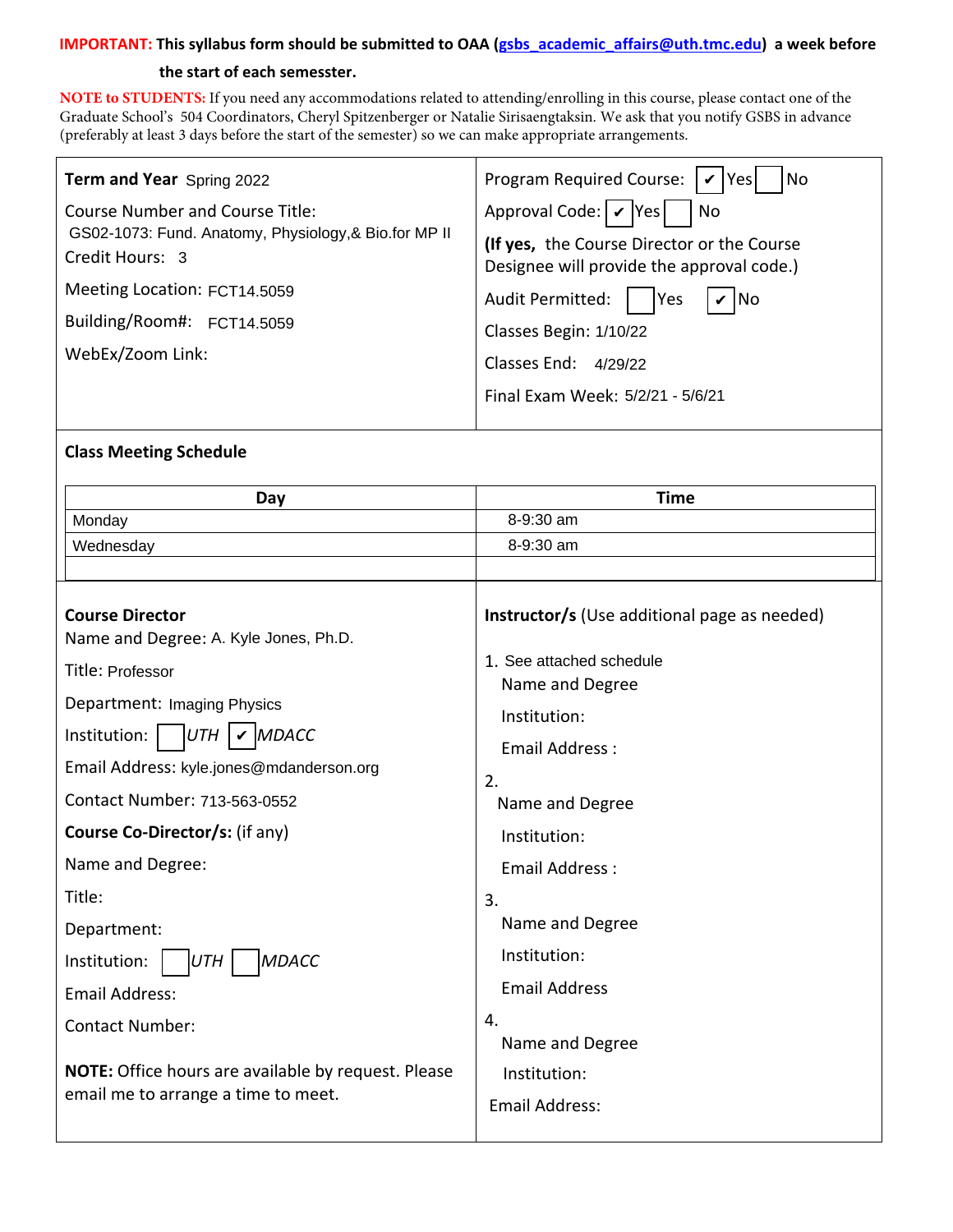**IMPORTANT: This syllabus form should be submitted to OAA (gsbs_academic_affairs@uth.tmc.edu) a week before the start of each semesster.**

**NOTE to STUDENTS:** If you need any accommodations related to attending/enrolling in this course, please contact one of the Graduate School's 504 Coordinators, Cheryl Spitzenberger or Natalie Sirisaengtaksin. We ask that you notify GSBS in advance (preferably at least 3 days before the start of the semester) so we can make appropriate arrangements.

**Term and Year** Spring 2022

Course Number and Course Title:
GS02-1073: Fund. Anatomy, Physiology,& Bio.for MP II

Credit Hours: 3

Meeting Location: FCT14.5059

Building/Room#: FCT14.5059

WebEx/Zoom Link:

Program Required Course: ☑ Yes ☐ No

Approval Code: ☑ Yes ☐ No

**(If yes,** the Course Director or the Course Designee will provide the approval code.)

Audit Permitted: ☐ Yes ☑ No

Classes Begin: 1/10/22

Classes End: 4/29/22

Final Exam Week: 5/2/21 - 5/6/21

## Class Meeting Schedule

| Day | Time |
|---|---|
| Monday | 8-9:30 am |
| Wednesday | 8-9:30 am |
| | |

### Course Director

Name and Degree: A. Kyle Jones, Ph.D.

Title: Professor

Department: Imaging Physics

Institution: ☐ *UTH* ☑ *MDACC*

Email Address: kyle.jones@mdanderson.org

Contact Number: 713-563-0552

**Course Co-Director/s:** (if any)

Name and Degree:

Title:

Department:

Institution: ☐ *UTH* ☐ *MDACC*

Email Address:

Contact Number:

**NOTE:** Office hours are available by request. Please email me to arrange a time to meet.

### Instructor/s (Use additional page as needed)

1. See attached schedule
   Name and Degree
   Institution:
   Email Address :
2. Name and Degree
   Institution:
   Email Address :
3. Name and Degree
   Institution:
   Email Address
4. Name and Degree
   Institution:
   Email Address: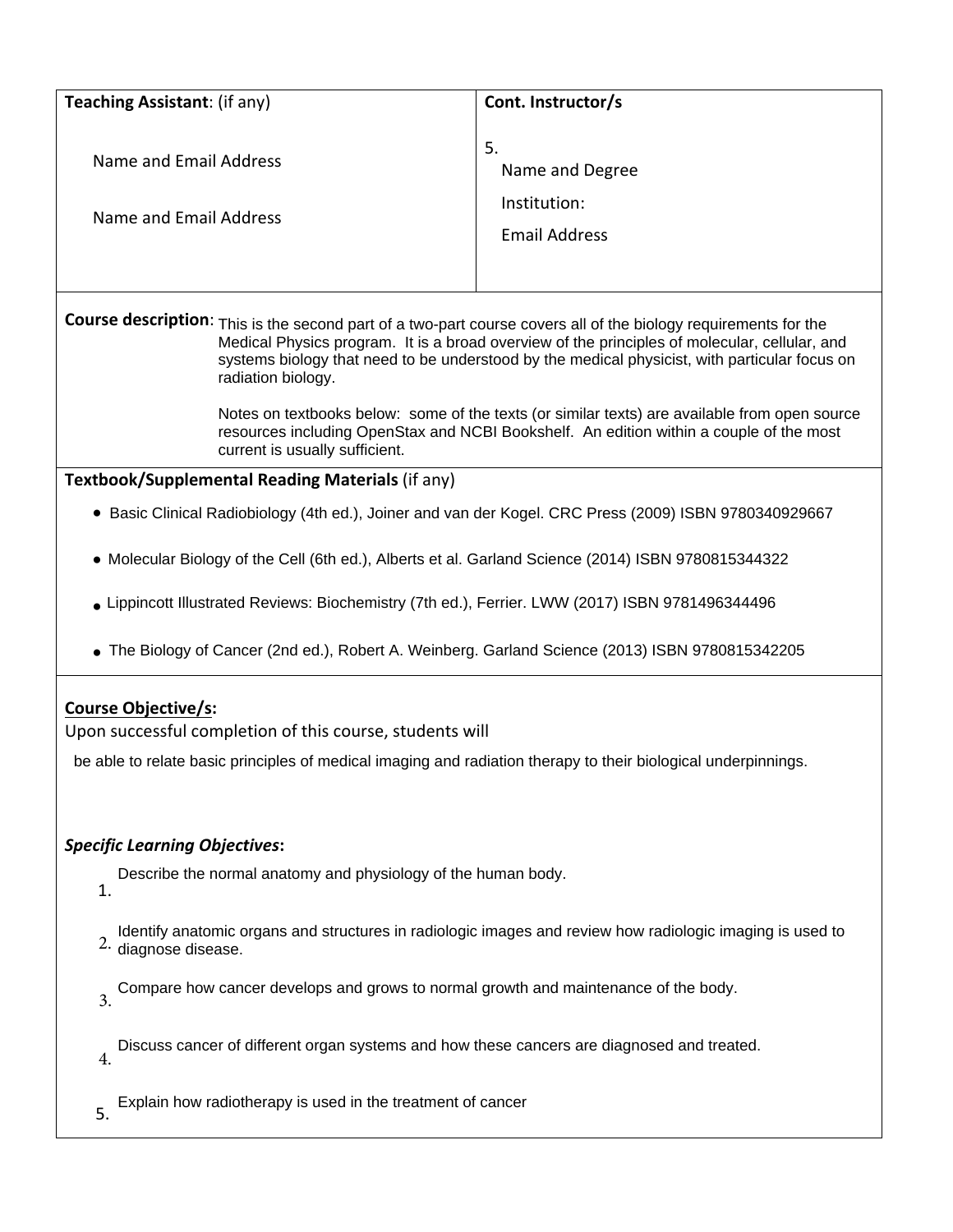| **Teaching Assistant**: (if any) | **Cont. Instructor/s** |
| --- | --- |
| Name and Email Address<br><br>Name and Email Address | 5.<br>Name and Degree<br>Institution:<br>Email Address |

**Course description**: This is the second part of a two-part course covers all of the biology requirements for the Medical Physics program. It is a broad overview of the principles of molecular, cellular, and systems biology that need to be understood by the medical physicist, with particular focus on radiation biology.

Notes on textbooks below: some of the texts (or similar texts) are available from open source resources including OpenStax and NCBI Bookshelf. An edition within a couple of the most current is usually sufficient.

**Textbook/Supplemental Reading Materials** (if any)

- Basic Clinical Radiobiology (4th ed.), Joiner and van der Kogel. CRC Press (2009) ISBN 9780340929667
- Molecular Biology of the Cell (6th ed.), Alberts et al. Garland Science (2014) ISBN 9780815344322
- Lippincott Illustrated Reviews: Biochemistry (7th ed.), Ferrier. LWW (2017) ISBN 9781496344496
- The Biology of Cancer (2nd ed.), Robert A. Weinberg. Garland Science (2013) ISBN 9780815342205

**Course Objective/s:**

Upon successful completion of this course, students will

be able to relate basic principles of medical imaging and radiation therapy to their biological underpinnings.

***Specific Learning Objectives*:**

1. Describe the normal anatomy and physiology of the human body.
2. Identify anatomic organs and structures in radiologic images and review how radiologic imaging is used to diagnose disease.
3. Compare how cancer develops and grows to normal growth and maintenance of the body.
4. Discuss cancer of different organ systems and how these cancers are diagnosed and treated.
5. Explain how radiotherapy is used in the treatment of cancer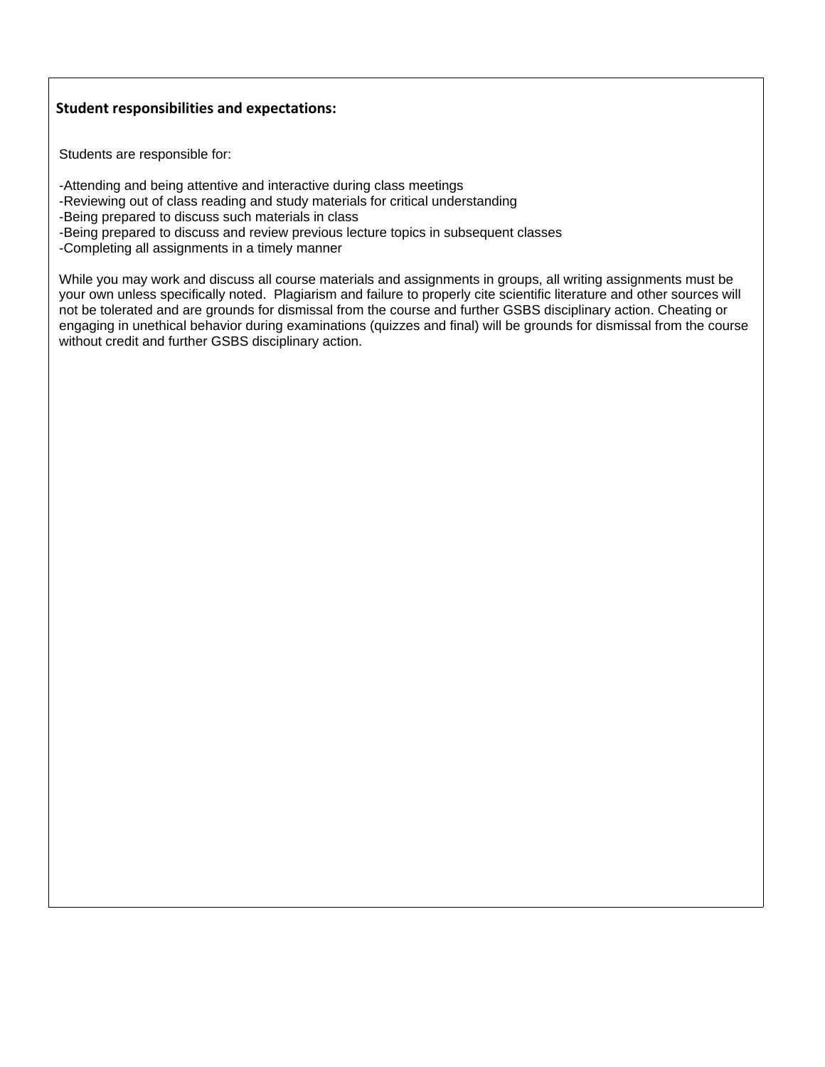## Student responsibilities and expectations:

Students are responsible for:

-Attending and being attentive and interactive during class meetings
-Reviewing out of class reading and study materials for critical understanding
-Being prepared to discuss such materials in class
-Being prepared to discuss and review previous lecture topics in subsequent classes
-Completing all assignments in a timely manner

While you may work and discuss all course materials and assignments in groups, all writing assignments must be your own unless specifically noted. Plagiarism and failure to properly cite scientific literature and other sources will not be tolerated and are grounds for dismissal from the course and further GSBS disciplinary action. Cheating or engaging in unethical behavior during examinations (quizzes and final) will be grounds for dismissal from the course without credit and further GSBS disciplinary action.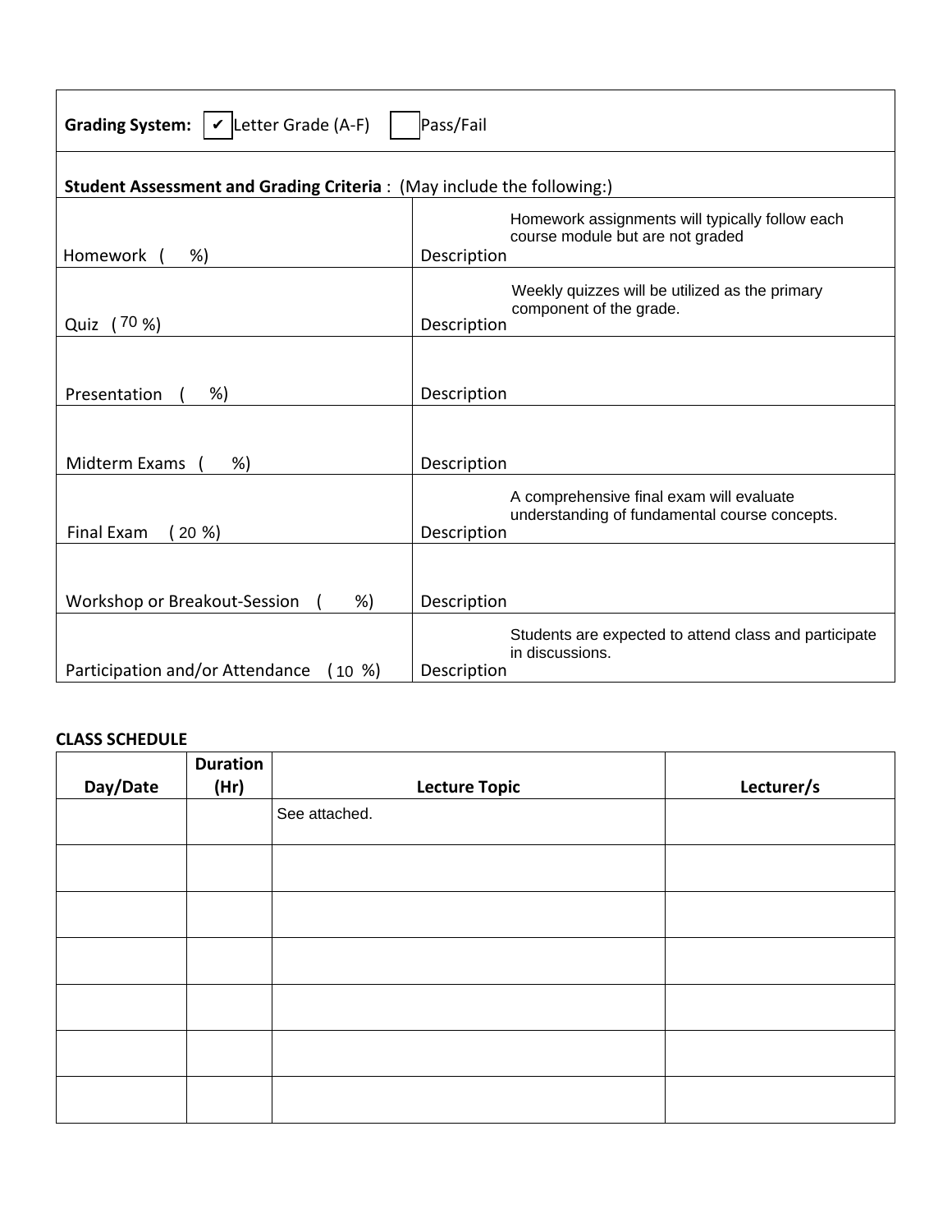| **Grading System:** ✔ Letter Grade (A-F) ☐ Pass/Fail | |
|---|---|
| **Student Assessment and Grading Criteria** : (May include the following:) | |
| Homework ( %) | Description Homework assignments will typically follow each course module but are not graded |
| Quiz ( 70 %) | Description Weekly quizzes will be utilized as the primary component of the grade. |
| Presentation ( %) | Description |
| Midterm Exams ( %) | Description |
| Final Exam ( 20 %) | Description A comprehensive final exam will evaluate understanding of fundamental course concepts. |
| Workshop or Breakout-Session ( %) | Description |
| Participation and/or Attendance ( 10 %) | Description Students are expected to attend class and participate in discussions. |

**CLASS SCHEDULE**

| Day/Date | Duration (Hr) | Lecture Topic | Lecturer/s |
|---|---|---|---|
| | | See attached. | |
| | | | |
| | | | |
| | | | |
| | | | |
| | | | |
| | | | |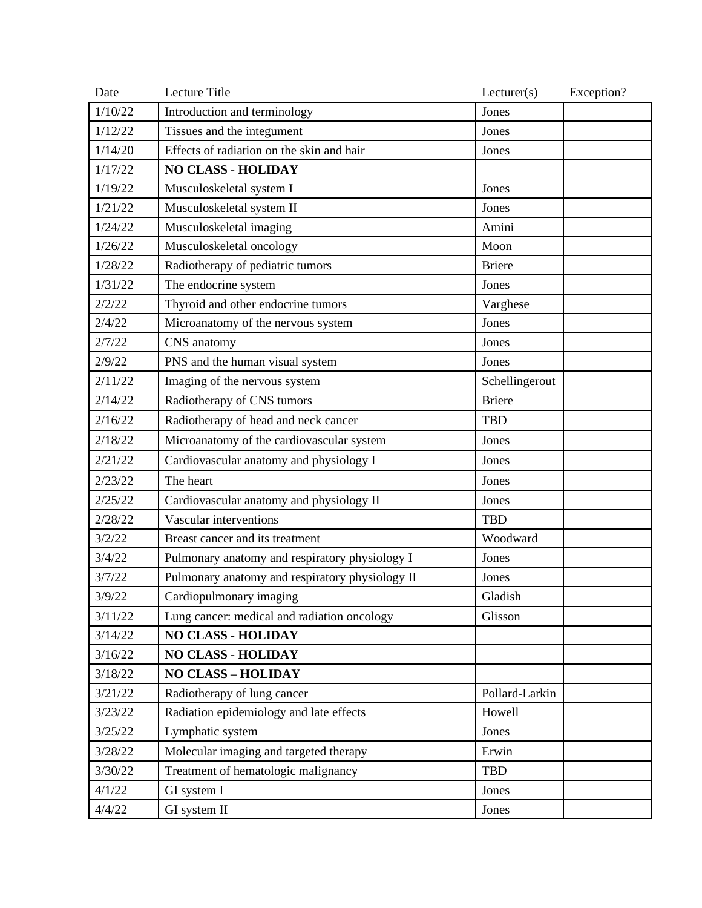| Date | Lecture Title | Lecturer(s) | Exception? |
|---|---|---|---|
| 1/10/22 | Introduction and terminology | Jones | |
| 1/12/22 | Tissues and the integument | Jones | |
| 1/14/20 | Effects of radiation on the skin and hair | Jones | |
| 1/17/22 | **NO CLASS - HOLIDAY** | | |
| 1/19/22 | Musculoskeletal system I | Jones | |
| 1/21/22 | Musculoskeletal system II | Jones | |
| 1/24/22 | Musculoskeletal imaging | Amini | |
| 1/26/22 | Musculoskeletal oncology | Moon | |
| 1/28/22 | Radiotherapy of pediatric tumors | Briere | |
| 1/31/22 | The endocrine system | Jones | |
| 2/2/22 | Thyroid and other endocrine tumors | Varghese | |
| 2/4/22 | Microanatomy of the nervous system | Jones | |
| 2/7/22 | CNS anatomy | Jones | |
| 2/9/22 | PNS and the human visual system | Jones | |
| 2/11/22 | Imaging of the nervous system | Schellingerout | |
| 2/14/22 | Radiotherapy of CNS tumors | Briere | |
| 2/16/22 | Radiotherapy of head and neck cancer | TBD | |
| 2/18/22 | Microanatomy of the cardiovascular system | Jones | |
| 2/21/22 | Cardiovascular anatomy and physiology I | Jones | |
| 2/23/22 | The heart | Jones | |
| 2/25/22 | Cardiovascular anatomy and physiology II | Jones | |
| 2/28/22 | Vascular interventions | TBD | |
| 3/2/22 | Breast cancer and its treatment | Woodward | |
| 3/4/22 | Pulmonary anatomy and respiratory physiology I | Jones | |
| 3/7/22 | Pulmonary anatomy and respiratory physiology II | Jones | |
| 3/9/22 | Cardiopulmonary imaging | Gladish | |
| 3/11/22 | Lung cancer: medical and radiation oncology | Glisson | |
| 3/14/22 | **NO CLASS - HOLIDAY** | | |
| 3/16/22 | **NO CLASS - HOLIDAY** | | |
| 3/18/22 | **NO CLASS – HOLIDAY** | | |
| 3/21/22 | Radiotherapy of lung cancer | Pollard-Larkin | |
| 3/23/22 | Radiation epidemiology and late effects | Howell | |
| 3/25/22 | Lymphatic system | Jones | |
| 3/28/22 | Molecular imaging and targeted therapy | Erwin | |
| 3/30/22 | Treatment of hematologic malignancy | TBD | |
| 4/1/22 | GI system I | Jones | |
| 4/4/22 | GI system II | Jones | |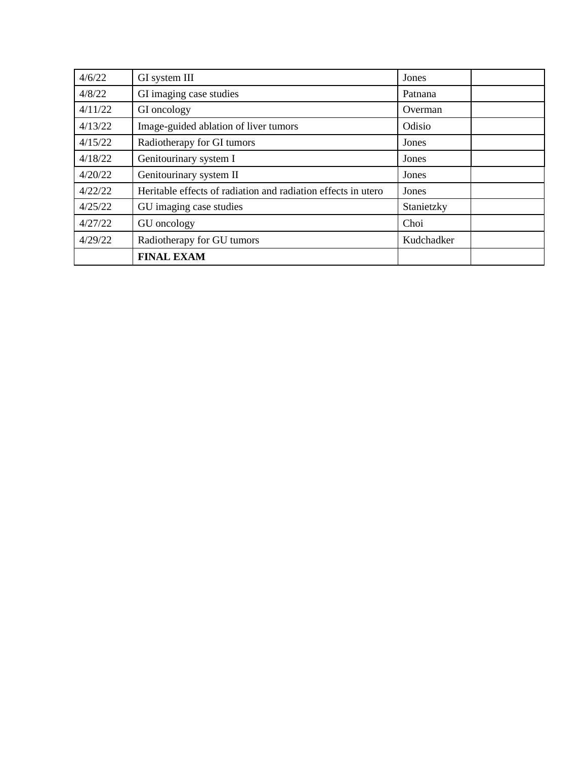| | | | |
|---|---|---|---|
| 4/6/22 | GI system III | Jones | |
| 4/8/22 | GI imaging case studies | Patnana | |
| 4/11/22 | GI oncology | Overman | |
| 4/13/22 | Image-guided ablation of liver tumors | Odisio | |
| 4/15/22 | Radiotherapy for GI tumors | Jones | |
| 4/18/22 | Genitourinary system I | Jones | |
| 4/20/22 | Genitourinary system II | Jones | |
| 4/22/22 | Heritable effects of radiation and radiation effects in utero | Jones | |
| 4/25/22 | GU imaging case studies | Stanietzky | |
| 4/27/22 | GU oncology | Choi | |
| 4/29/22 | Radiotherapy for GU tumors | Kudchadker | |
| | **FINAL EXAM** | | |